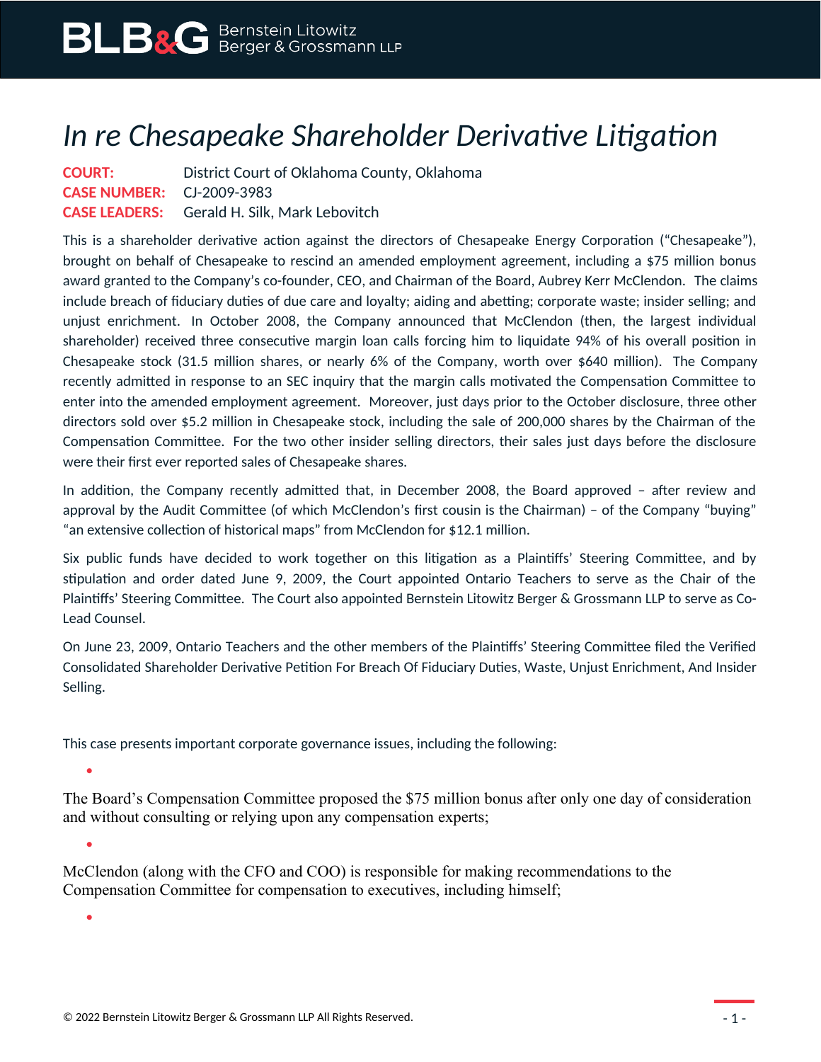# *In re Chesapeake Shareholder Derivative Litigation*

**COURT:** District Court of Oklahoma County, Oklahoma
**CASE NUMBER:** CJ-2009-3983
**CASE LEADERS:** Gerald H. Silk, Mark Lebovitch

This is a shareholder derivative action against the directors of Chesapeake Energy Corporation ("Chesapeake"), brought on behalf of Chesapeake to rescind an amended employment agreement, including a $75 million bonus award granted to the Company's co-founder, CEO, and Chairman of the Board, Aubrey Kerr McClendon. The claims include breach of fiduciary duties of due care and loyalty; aiding and abetting; corporate waste; insider selling; and unjust enrichment. In October 2008, the Company announced that McClendon (then, the largest individual shareholder) received three consecutive margin loan calls forcing him to liquidate 94% of his overall position in Chesapeake stock (31.5 million shares, or nearly 6% of the Company, worth over $640 million). The Company recently admitted in response to an SEC inquiry that the margin calls motivated the Compensation Committee to enter into the amended employment agreement. Moreover, just days prior to the October disclosure, three other directors sold over $5.2 million in Chesapeake stock, including the sale of 200,000 shares by the Chairman of the Compensation Committee. For the two other insider selling directors, their sales just days before the disclosure were their first ever reported sales of Chesapeake shares.

In addition, the Company recently admitted that, in December 2008, the Board approved – after review and approval by the Audit Committee (of which McClendon's first cousin is the Chairman) – of the Company "buying" "an extensive collection of historical maps" from McClendon for $12.1 million.

Six public funds have decided to work together on this litigation as a Plaintiffs' Steering Committee, and by stipulation and order dated June 9, 2009, the Court appointed Ontario Teachers to serve as the Chair of the Plaintiffs' Steering Committee. The Court also appointed Bernstein Litowitz Berger & Grossmann LLP to serve as Co-Lead Counsel.

On June 23, 2009, Ontario Teachers and the other members of the Plaintiffs' Steering Committee filed the Verified Consolidated Shareholder Derivative Petition For Breach Of Fiduciary Duties, Waste, Unjust Enrichment, And Insider Selling.

This case presents important corporate governance issues, including the following:

- The Board's Compensation Committee proposed the $75 million bonus after only one day of consideration and without consulting or relying upon any compensation experts;
- McClendon (along with the CFO and COO) is responsible for making recommendations to the Compensation Committee for compensation to executives, including himself;
-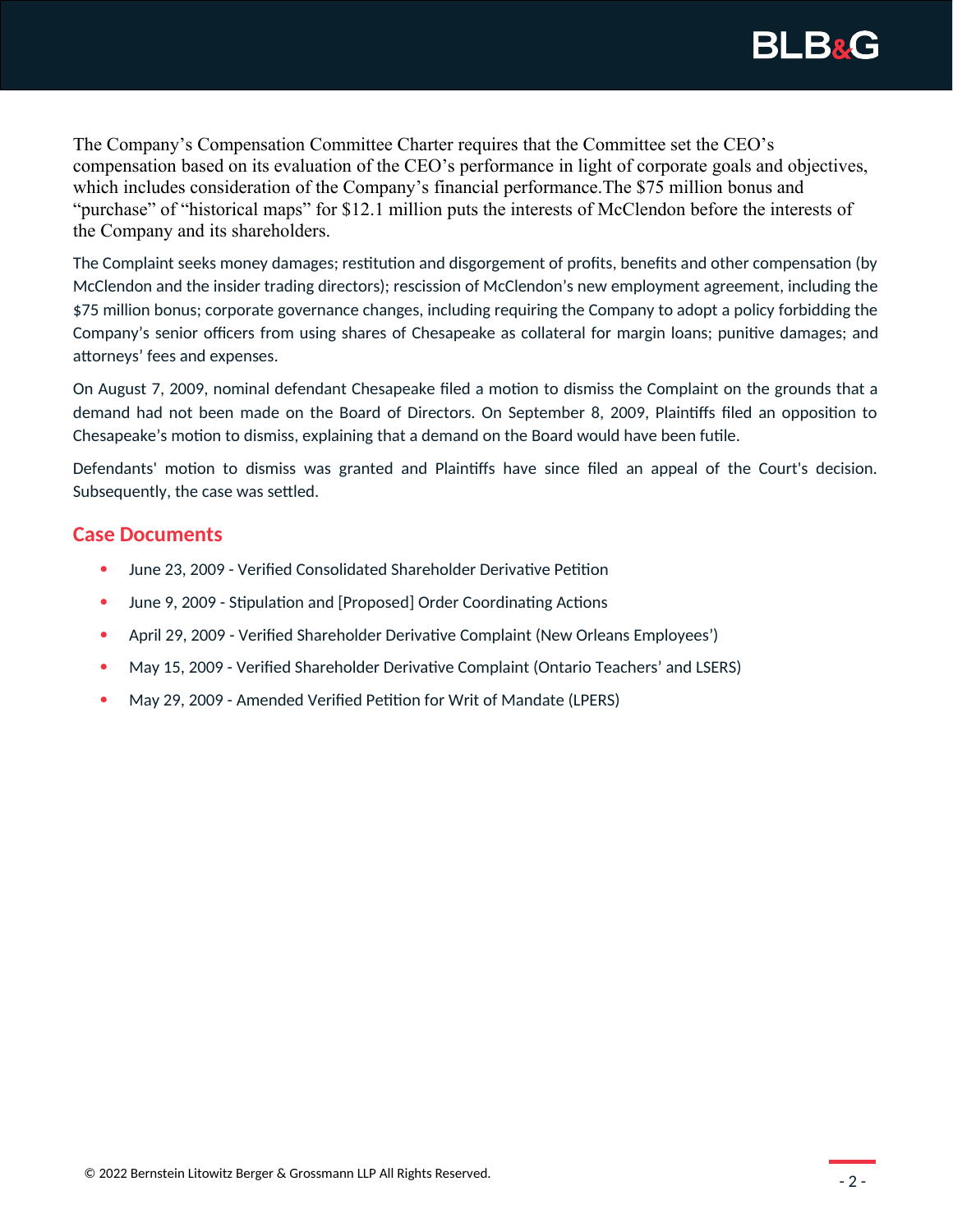The Company's Compensation Committee Charter requires that the Committee set the CEO's compensation based on its evaluation of the CEO's performance in light of corporate goals and objectives, which includes consideration of the Company's financial performance.The $75 million bonus and "purchase" of "historical maps" for $12.1 million puts the interests of McClendon before the interests of the Company and its shareholders.

The Complaint seeks money damages; restitution and disgorgement of profits, benefits and other compensation (by McClendon and the insider trading directors); rescission of McClendon's new employment agreement, including the $75 million bonus; corporate governance changes, including requiring the Company to adopt a policy forbidding the Company's senior officers from using shares of Chesapeake as collateral for margin loans; punitive damages; and attorneys' fees and expenses.

On August 7, 2009, nominal defendant Chesapeake filed a motion to dismiss the Complaint on the grounds that a demand had not been made on the Board of Directors. On September 8, 2009, Plaintiffs filed an opposition to Chesapeake's motion to dismiss, explaining that a demand on the Board would have been futile.

Defendants' motion to dismiss was granted and Plaintiffs have since filed an appeal of the Court's decision. Subsequently, the case was settled.

## Case Documents

- June 23, 2009 - Verified Consolidated Shareholder Derivative Petition
- June 9, 2009 - Stipulation and [Proposed] Order Coordinating Actions
- April 29, 2009 - Verified Shareholder Derivative Complaint (New Orleans Employees')
- May 15, 2009 - Verified Shareholder Derivative Complaint (Ontario Teachers' and LSERS)
- May 29, 2009 - Amended Verified Petition for Writ of Mandate (LPERS)

© 2022 Bernstein Litowitz Berger & Grossmann LLP All Rights Reserved.